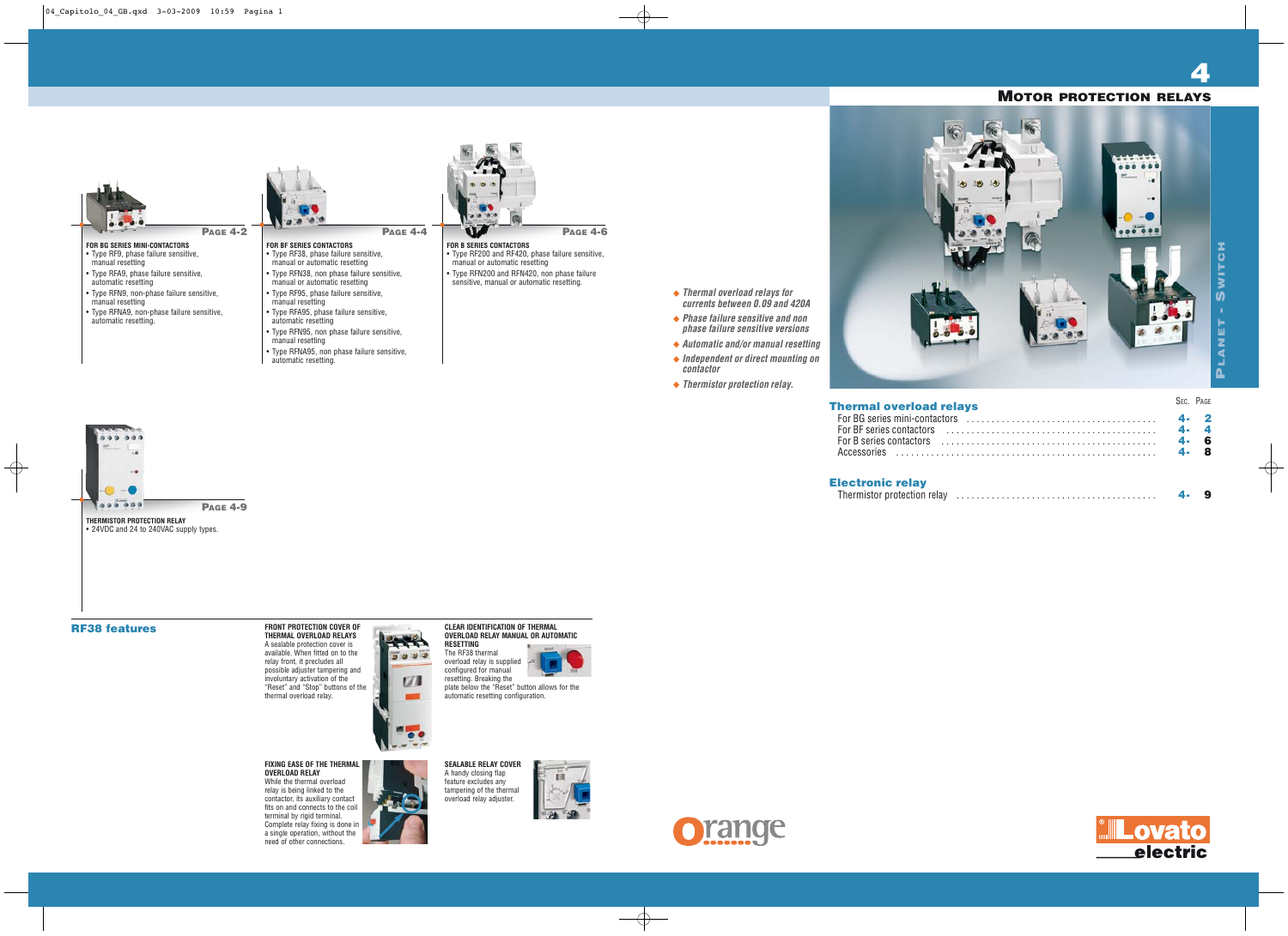# 4

# MOTOR PROTECTION RELAYS

PLANET - SWITCH

- *Thermal overload relays for currents between 0.09 and 420A*
- *Phase failure sensitive and non phase failure sensitive versions*
- *Automatic and/or manual resetting*
- *Independent or direct mounting on contactor*
- *Thermistor protection relay.*

| | Sec. | Page |
|---|---|---|
| **Thermal overload relays** | | |
| For BG series mini-contactors | 4- | 2 |
| For BF series contactors | 4- | 4 |
| For B series contactors | 4- | 6 |
| Accessories | 4- | 8 |
| **Electronic relay** | | |
| Thermistor protection relay | 4- | 9 |

PAGE 4-2

**FOR BG SERIES MINI-CONTACTORS**
- Type RF9, phase failure sensitive, manual resetting
- Type RFA9, phase failure sensitive, automatic resetting
- Type RFN9, non-phase failure sensitive, manual resetting
- Type RFNA9, non-phase failure sensitive, automatic resetting.

PAGE 4-4

**FOR BF SERIES CONTACTORS**
- Type RF38, phase failure sensitive, manual or automatic resetting
- Type RFN38, non phase failure sensitive, manual or automatic resetting
- Type RF95, phase failure sensitive, manual resetting
- Type RFA95, phase failure sensitive, automatic resetting
- Type RFN95, non phase failure sensitive, manual resetting
- Type RFNA95, non phase failure sensitive, automatic resetting.

PAGE 4-6

**FOR B SERIES CONTACTORS**
- Type RF200 and RF420, phase failure sensitive, manual or automatic resetting
- Type RFN200 and RFN420, non phase failure sensitive, manual or automatic resetting.

PAGE 4-9

**THERMISTOR PROTECTION RELAY**
- 24VDC and 24 to 240VAC supply types.

## RF38 features

**FRONT PROTECTION COVER OF THERMAL OVERLOAD RELAYS**
A sealable protection cover is available. When fitted on to the relay front, it precludes all possible adjuster tampering and involuntary activation of the "Reset" and "Stop" buttons of the thermal overload relay.

**CLEAR IDENTIFICATION OF THERMAL OVERLOAD RELAY MANUAL OR AUTOMATIC RESETTING**
The RF38 thermal overload relay is supplied configured for manual resetting. Breaking the plate below the "Reset" button allows for the automatic resetting configuration.

**FIXING EASE OF THE THERMAL OVERLOAD RELAY**
While the thermal overload relay is being linked to the contactor, its auxiliary contact fits on and connects to the coil terminal by rigid terminal. Complete relay fixing is done in a single operation, without the need of other connections.

**SEALABLE RELAY COVER**
A handy closing flap feature excludes any tampering of the thermal overload relay adjuster.

Orange

Lovato electric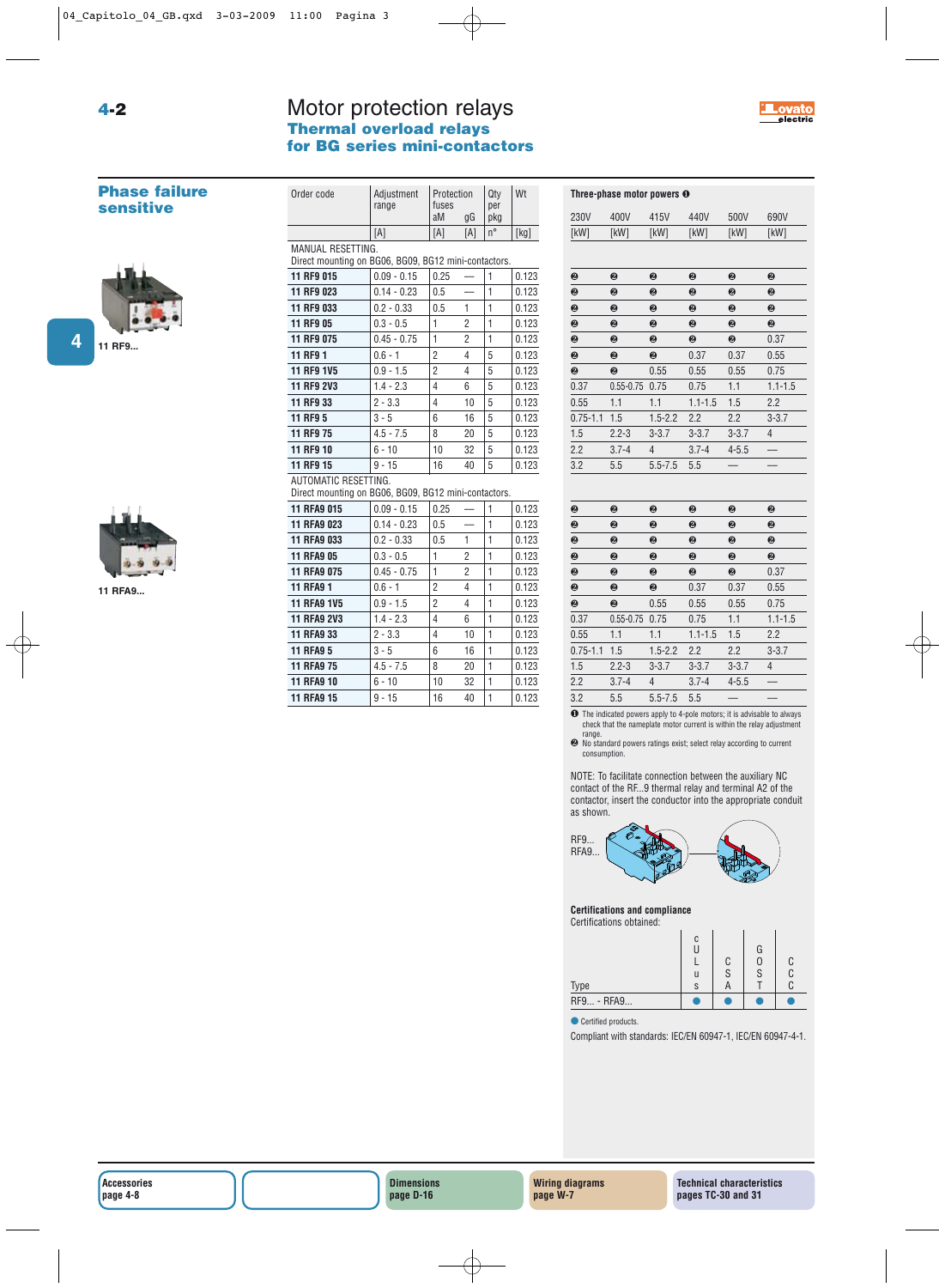# Motor protection relays

## Thermal overload relays for BG series mini-contactors

### Phase failure sensitive

11 RF9...

11 RFA9...

| Order code | Adjustment range | Protection fuses aM | Protection fuses gG | Qty per pkg | Wt | Three-phase motor powers ❶ 230V | 400V | 415V | 440V | 500V | 690V |
|---|---|---|---|---|---|---|---|---|---|---|---|
| | [A] | [A] | [A] | n° | [kg] | [kW] | [kW] | [kW] | [kW] | [kW] | [kW] |
| MANUAL RESETTING. Direct mounting on BG06, BG09, BG12 mini-contactors. | | | | | | | | | | | |
| **11 RF9 015** | 0.09 - 0.15 | 0.25 | — | 1 | 0.123 | ❷ | ❷ | ❷ | ❷ | ❷ | ❷ |
| **11 RF9 023** | 0.14 - 0.23 | 0.5 | — | 1 | 0.123 | ❷ | ❷ | ❷ | ❷ | ❷ | ❷ |
| **11 RF9 033** | 0.2 - 0.33 | 0.5 | 1 | 1 | 0.123 | ❷ | ❷ | ❷ | ❷ | ❷ | ❷ |
| **11 RF9 05** | 0.3 - 0.5 | 1 | 2 | 1 | 0.123 | ❷ | ❷ | ❷ | ❷ | ❷ | ❷ |
| **11 RF9 075** | 0.45 - 0.75 | 1 | 2 | 1 | 0.123 | ❷ | ❷ | ❷ | ❷ | ❷ | 0.37 |
| **11 RF9 1** | 0.6 - 1 | 2 | 4 | 5 | 0.123 | ❷ | ❷ | ❷ | 0.37 | 0.37 | 0.55 |
| **11 RF9 1V5** | 0.9 - 1.5 | 2 | 4 | 5 | 0.123 | ❷ | ❷ | 0.55 | 0.55 | 0.55 | 0.75 |
| **11 RF9 2V3** | 1.4 - 2.3 | 4 | 6 | 5 | 0.123 | 0.37 | 0.55-0.75 | 0.75 | 0.75 | 1.1 | 1.1-1.5 |
| **11 RF9 33** | 2 - 3.3 | 4 | 10 | 5 | 0.123 | 0.55 | 1.1 | 1.1 | 1.1-1.5 | 1.5 | 2.2 |
| **11 RF9 5** | 3 - 5 | 6 | 16 | 5 | 0.123 | 0.75-1.1 | 1.5 | 1.5-2.2 | 2.2 | 2.2 | 3-3.7 |
| **11 RF9 75** | 4.5 - 7.5 | 8 | 20 | 5 | 0.123 | 1.5 | 2.2-3 | 3-3.7 | 3-3.7 | 3-3.7 | 4 |
| **11 RF9 10** | 6 - 10 | 10 | 32 | 5 | 0.123 | 2.2 | 3.7-4 | 4 | 3.7-4 | 4-5.5 | — |
| **11 RF9 15** | 9 - 15 | 16 | 40 | 5 | 0.123 | 3.2 | 5.5 | 5.5-7.5 | 5.5 | — | — |
| AUTOMATIC RESETTING. Direct mounting on BG06, BG09, BG12 mini-contactors. | | | | | | | | | | | |
| **11 RFA9 015** | 0.09 - 0.15 | 0.25 | — | 1 | 0.123 | ❷ | ❷ | ❷ | ❷ | ❷ | ❷ |
| **11 RFA9 023** | 0.14 - 0.23 | 0.5 | — | 1 | 0.123 | ❷ | ❷ | ❷ | ❷ | ❷ | ❷ |
| **11 RFA9 033** | 0.2 - 0.33 | 0.5 | 1 | 1 | 0.123 | ❷ | ❷ | ❷ | ❷ | ❷ | ❷ |
| **11 RFA9 05** | 0.3 - 0.5 | 1 | 2 | 1 | 0.123 | ❷ | ❷ | ❷ | ❷ | ❷ | ❷ |
| **11 RFA9 075** | 0.45 - 0.75 | 1 | 2 | 1 | 0.123 | ❷ | ❷ | ❷ | ❷ | ❷ | 0.37 |
| **11 RFA9 1** | 0.6 - 1 | 2 | 4 | 1 | 0.123 | ❷ | ❷ | ❷ | 0.37 | 0.37 | 0.55 |
| **11 RFA9 1V5** | 0.9 - 1.5 | 2 | 4 | 1 | 0.123 | ❷ | ❷ | 0.55 | 0.55 | 0.55 | 0.75 |
| **11 RFA9 2V3** | 1.4 - 2.3 | 4 | 6 | 1 | 0.123 | 0.37 | 0.55-0.75 | 0.75 | 0.75 | 1.1 | 1.1-1.5 |
| **11 RFA9 33** | 2 - 3.3 | 4 | 10 | 1 | 0.123 | 0.55 | 1.1 | 1.1 | 1.1-1.5 | 1.5 | 2.2 |
| **11 RFA9 5** | 3 - 5 | 6 | 16 | 1 | 0.123 | 0.75-1.1 | 1.5 | 1.5-2.2 | 2.2 | 2.2 | 3-3.7 |
| **11 RFA9 75** | 4.5 - 7.5 | 8 | 20 | 1 | 0.123 | 1.5 | 2.2-3 | 3-3.7 | 3-3.7 | 3-3.7 | 4 |
| **11 RFA9 10** | 6 - 10 | 10 | 32 | 1 | 0.123 | 2.2 | 3.7-4 | 4 | 3.7-4 | 4-5.5 | — |
| **11 RFA9 15** | 9 - 15 | 16 | 40 | 1 | 0.123 | 3.2 | 5.5 | 5.5-7.5 | 5.5 | — | — |

❶ The indicated powers apply to 4-pole motors; it is advisable to always check that the nameplate motor current is within the relay adjustment range.
❷ No standard powers ratings exist; select relay according to current consumption.

NOTE: To facilitate connection between the auxiliary NC contact of the RF...9 thermal relay and terminal A2 of the contactor, insert the conductor into the appropriate conduit as shown.

RF9...
RFA9...

**Certifications and compliance**

Certifications obtained:

| Type | cULus | CSA | GOST | CCC |
|---|---|---|---|---|
| RF9... - RFA9... | ● | ● | ● | ● |

● Certified products.

Compliant with standards: IEC/EN 60947-1, IEC/EN 60947-4-1.

| Accessories page 4-8 | | Dimensions page D-16 | Wiring diagrams page W-7 | Technical characteristics pages TC-30 and 31 |
|---|---|---|---|---|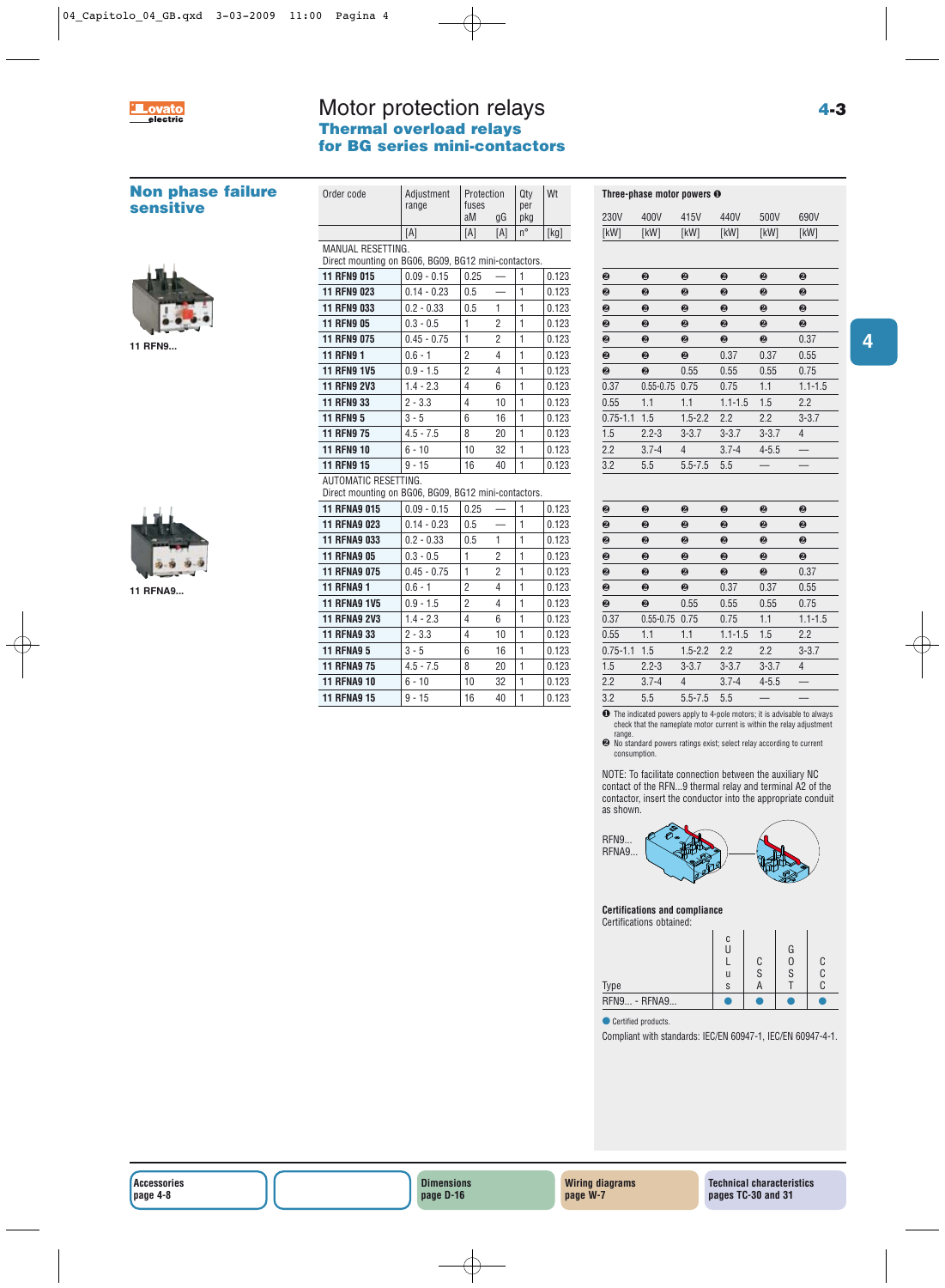# Motor protection relays

## Thermal overload relays for BG series mini-contactors

### Non phase failure sensitive

11 RFN9...

11 RFNA9...

| Order code | Adjustment range | Protection fuses aM | gG | Qty per pkg | Wt | Three-phase motor powers ❶ 230V | 400V | 415V | 440V | 500V | 690V |
|---|---|---|---|---|---|---|---|---|---|---|---|
| | [A] | [A] | [A] | n° | [kg] | [kW] | [kW] | [kW] | [kW] | [kW] | [kW] |
| MANUAL RESETTING. Direct mounting on BG06, BG09, BG12 mini-contactors. | | | | | | | | | | | |
| 11 RFN9 015 | 0.09 - 0.15 | 0.25 | — | 1 | 0.123 | ❷ | ❷ | ❷ | ❷ | ❷ | ❷ |
| 11 RFN9 023 | 0.14 - 0.23 | 0.5 | — | 1 | 0.123 | ❷ | ❷ | ❷ | ❷ | ❷ | ❷ |
| 11 RFN9 033 | 0.2 - 0.33 | 0.5 | 1 | 1 | 0.123 | ❷ | ❷ | ❷ | ❷ | ❷ | ❷ |
| 11 RFN9 05 | 0.3 - 0.5 | 1 | 2 | 1 | 0.123 | ❷ | ❷ | ❷ | ❷ | ❷ | ❷ |
| 11 RFN9 075 | 0.45 - 0.75 | 1 | 2 | 1 | 0.123 | ❷ | ❷ | ❷ | ❷ | ❷ | 0.37 |
| 11 RFN9 1 | 0.6 - 1 | 2 | 4 | 1 | 0.123 | ❷ | ❷ | ❷ | 0.37 | 0.37 | 0.55 |
| 11 RFN9 1V5 | 0.9 - 1.5 | 2 | 4 | 1 | 0.123 | ❷ | ❷ | 0.55 | 0.55 | 0.55 | 0.75 |
| 11 RFN9 2V3 | 1.4 - 2.3 | 4 | 6 | 1 | 0.123 | 0.37 | 0.55-0.75 | 0.75 | 0.75 | 1.1 | 1.1-1.5 |
| 11 RFN9 33 | 2 - 3.3 | 4 | 10 | 1 | 0.123 | 0.55 | 1.1 | 1.1 | 1.1-1.5 | 1.5 | 2.2 |
| 11 RFN9 5 | 3 - 5 | 6 | 16 | 1 | 0.123 | 0.75-1.1 | 1.5 | 1.5-2.2 | 2.2 | 2.2 | 3-3.7 |
| 11 RFN9 75 | 4.5 - 7.5 | 8 | 20 | 1 | 0.123 | 1.5 | 2.2-3 | 3-3.7 | 3-3.7 | 3-3.7 | 4 |
| 11 RFN9 10 | 6 - 10 | 10 | 32 | 1 | 0.123 | 2.2 | 3.7-4 | 4 | 3.7-4 | 4-5.5 | — |
| 11 RFN9 15 | 9 - 15 | 16 | 40 | 1 | 0.123 | 3.2 | 5.5 | 5.5-7.5 | 5.5 | — | — |
| AUTOMATIC RESETTING. Direct mounting on BG06, BG09, BG12 mini-contactors. | | | | | | | | | | | |
| 11 RFNA9 015 | 0.09 - 0.15 | 0.25 | — | 1 | 0.123 | ❷ | ❷ | ❷ | ❷ | ❷ | ❷ |
| 11 RFNA9 023 | 0.14 - 0.23 | 0.5 | — | 1 | 0.123 | ❷ | ❷ | ❷ | ❷ | ❷ | ❷ |
| 11 RFNA9 033 | 0.2 - 0.33 | 0.5 | 1 | 1 | 0.123 | ❷ | ❷ | ❷ | ❷ | ❷ | ❷ |
| 11 RFNA9 05 | 0.3 - 0.5 | 1 | 2 | 1 | 0.123 | ❷ | ❷ | ❷ | ❷ | ❷ | ❷ |
| 11 RFNA9 075 | 0.45 - 0.75 | 1 | 2 | 1 | 0.123 | ❷ | ❷ | ❷ | ❷ | ❷ | 0.37 |
| 11 RFNA9 1 | 0.6 - 1 | 2 | 4 | 1 | 0.123 | ❷ | ❷ | ❷ | 0.37 | 0.37 | 0.55 |
| 11 RFNA9 1V5 | 0.9 - 1.5 | 2 | 4 | 1 | 0.123 | ❷ | ❷ | 0.55 | 0.55 | 0.55 | 0.75 |
| 11 RFNA9 2V3 | 1.4 - 2.3 | 4 | 6 | 1 | 0.123 | 0.37 | 0.55-0.75 | 0.75 | 0.75 | 1.1 | 1.1-1.5 |
| 11 RFNA9 33 | 2 - 3.3 | 4 | 10 | 1 | 0.123 | 0.55 | 1.1 | 1.1 | 1.1-1.5 | 1.5 | 2.2 |
| 11 RFNA9 5 | 3 - 5 | 6 | 16 | 1 | 0.123 | 0.75-1.1 | 1.5 | 1.5-2.2 | 2.2 | 2.2 | 3-3.7 |
| 11 RFNA9 75 | 4.5 - 7.5 | 8 | 20 | 1 | 0.123 | 1.5 | 2.2-3 | 3-3.7 | 3-3.7 | 3-3.7 | 4 |
| 11 RFNA9 10 | 6 - 10 | 10 | 32 | 1 | 0.123 | 2.2 | 3.7-4 | 4 | 3.7-4 | 4-5.5 | — |
| 11 RFNA9 15 | 9 - 15 | 16 | 40 | 1 | 0.123 | 3.2 | 5.5 | 5.5-7.5 | 5.5 | — | — |

❶ The indicated powers apply to 4-pole motors; it is advisable to always check that the nameplate motor current is within the relay adjustment range.
❷ No standard powers ratings exist; select relay according to current consumption.

NOTE: To facilitate connection between the auxiliary NC contact of the RFN...9 thermal relay and terminal A2 of the contactor, insert the conductor into the appropriate conduit as shown.

RFN9...
RFNA9...

**Certifications and compliance**

Certifications obtained:

| Type | cULus | CSA | GOST | CCC |
|---|---|---|---|---|
| RFN9... - RFNA9... | ● | ● | ● | ● |

● Certified products.

Compliant with standards: IEC/EN 60947-1, IEC/EN 60947-4-1.

Accessories page 4-8 | Dimensions page D-16 | Wiring diagrams page W-7 | Technical characteristics pages TC-30 and 31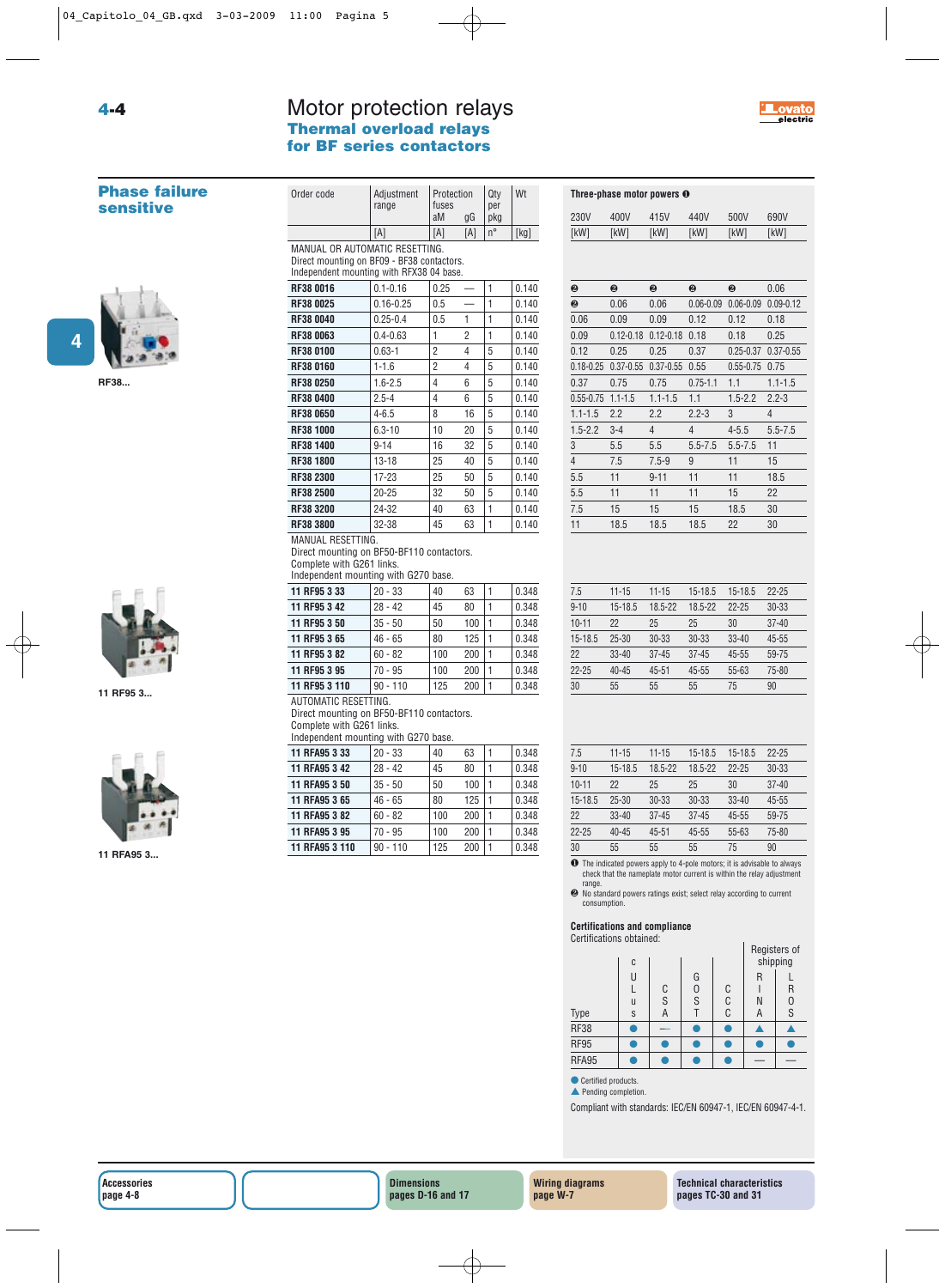# Motor protection relays

## Thermal overload relays for BF series contactors

### Phase failure sensitive

RF38...

11 RF95 3...

11 RFA95 3...

| Order code | Adjustment range | Protection fuses aM | Protection fuses gG | Qty per pkg | Wt | Three-phase motor powers ❶ 230V | 400V | 415V | 440V | 500V | 690V |
|---|---|---|---|---|---|---|---|---|---|---|---|
| | [A] | [A] | [A] | n° | [kg] | [kW] | [kW] | [kW] | [kW] | [kW] | [kW] |
| MANUAL OR AUTOMATIC RESETTING. Direct mounting on BF09 - BF38 contactors. Independent mounting with RFX38 04 base. | | | | | | | | | | | |
| **RF38 0016** | 0.1-0.16 | 0.25 | — | 1 | 0.140 | ❷ | ❷ | ❷ | ❷ | ❷ | 0.06 |
| **RF38 0025** | 0.16-0.25 | 0.5 | — | 1 | 0.140 | ❷ | 0.06 | 0.06 | 0.06-0.09 | 0.06-0.09 | 0.09-0.12 |
| **RF38 0040** | 0.25-0.4 | 0.5 | 1 | 1 | 0.140 | 0.06 | 0.09 | 0.09 | 0.12 | 0.12 | 0.18 |
| **RF38 0063** | 0.4-0.63 | 1 | 2 | 1 | 0.140 | 0.09 | 0.12-0.18 | 0.12-0.18 | 0.18 | 0.18 | 0.25 |
| **RF38 0100** | 0.63-1 | 2 | 4 | 5 | 0.140 | 0.12 | 0.25 | 0.25 | 0.37 | 0.25-0.37 | 0.37-0.55 |
| **RF38 0160** | 1-1.6 | 2 | 4 | 5 | 0.140 | 0.18-0.25 | 0.37-0.55 | 0.37-0.55 | 0.55 | 0.55-0.75 | 0.75 |
| **RF38 0250** | 1.6-2.5 | 4 | 6 | 5 | 0.140 | 0.37 | 0.75 | 0.75 | 0.75-1.1 | 1.1 | 1.1-1.5 |
| **RF38 0400** | 2.5-4 | 4 | 6 | 5 | 0.140 | 0.55-0.75 | 1.1-1.5 | 1.1-1.5 | 1.1 | 1.5-2.2 | 2.2-3 |
| **RF38 0650** | 4-6.5 | 8 | 16 | 5 | 0.140 | 1.1-1.5 | 2.2 | 2.2 | 2.2-3 | 3 | 4 |
| **RF38 1000** | 6.3-10 | 10 | 20 | 5 | 0.140 | 1.5-2.2 | 3-4 | 4 | 4 | 4-5.5 | 5.5-7.5 |
| **RF38 1400** | 9-14 | 16 | 32 | 5 | 0.140 | 3 | 5.5 | 5.5 | 5.5-7.5 | 5.5-7.5 | 11 |
| **RF38 1800** | 13-18 | 25 | 40 | 5 | 0.140 | 4 | 7.5 | 7.5-9 | 9 | 11 | 15 |
| **RF38 2300** | 17-23 | 25 | 50 | 5 | 0.140 | 5.5 | 11 | 9-11 | 11 | 11 | 18.5 |
| **RF38 2500** | 20-25 | 32 | 50 | 5 | 0.140 | 5.5 | 11 | 11 | 11 | 15 | 22 |
| **RF38 3200** | 24-32 | 40 | 63 | 1 | 0.140 | 7.5 | 15 | 15 | 15 | 18.5 | 30 |
| **RF38 3800** | 32-38 | 45 | 63 | 1 | 0.140 | 11 | 18.5 | 18.5 | 18.5 | 22 | 30 |
| MANUAL RESETTING. Direct mounting on BF50-BF110 contactors. Complete with G261 links. Independent mounting with G270 base. | | | | | | | | | | | |
| **11 RF95 3 33** | 20 - 33 | 40 | 63 | 1 | 0.348 | 7.5 | 11-15 | 11-15 | 15-18.5 | 15-18.5 | 22-25 |
| **11 RF95 3 42** | 28 - 42 | 45 | 80 | 1 | 0.348 | 9-10 | 15-18.5 | 18.5-22 | 18.5-22 | 22-25 | 30-33 |
| **11 RF95 3 50** | 35 - 50 | 50 | 100 | 1 | 0.348 | 10-11 | 22 | 25 | 25 | 30 | 37-40 |
| **11 RF95 3 65** | 46 - 65 | 80 | 125 | 1 | 0.348 | 15-18.5 | 25-30 | 30-33 | 30-33 | 33-40 | 45-55 |
| **11 RF95 3 82** | 60 - 82 | 100 | 200 | 1 | 0.348 | 22 | 33-40 | 37-45 | 37-45 | 45-55 | 59-75 |
| **11 RF95 3 95** | 70 - 95 | 100 | 200 | 1 | 0.348 | 22-25 | 40-45 | 45-51 | 45-55 | 55-63 | 75-80 |
| **11 RF95 3 110** | 90 - 110 | 125 | 200 | 1 | 0.348 | 30 | 55 | 55 | 55 | 75 | 90 |
| AUTOMATIC RESETTING. Direct mounting on BF50-BF110 contactors. Complete with G261 links. Independent mounting with G270 base. | | | | | | | | | | | |
| **11 RFA95 3 33** | 20 - 33 | 40 | 63 | 1 | 0.348 | 7.5 | 11-15 | 11-15 | 15-18.5 | 15-18.5 | 22-25 |
| **11 RFA95 3 42** | 28 - 42 | 45 | 80 | 1 | 0.348 | 9-10 | 15-18.5 | 18.5-22 | 18.5-22 | 22-25 | 30-33 |
| **11 RFA95 3 50** | 35 - 50 | 50 | 100 | 1 | 0.348 | 10-11 | 22 | 25 | 25 | 30 | 37-40 |
| **11 RFA95 3 65** | 46 - 65 | 80 | 125 | 1 | 0.348 | 15-18.5 | 25-30 | 30-33 | 30-33 | 33-40 | 45-55 |
| **11 RFA95 3 82** | 60 - 82 | 100 | 200 | 1 | 0.348 | 22 | 33-40 | 37-45 | 45-55 | 45-55 | 59-75 |
| **11 RFA95 3 95** | 70 - 95 | 100 | 200 | 1 | 0.348 | 22-25 | 40-45 | 45-51 | 45-55 | 55-63 | 75-80 |
| **11 RFA95 3 110** | 90 - 110 | 125 | 200 | 1 | 0.348 | 30 | 55 | 55 | 55 | 75 | 90 |

❶ The indicated powers apply to 4-pole motors; it is advisable to always check that the nameplate motor current is within the relay adjustment range.
❷ No standard powers ratings exist; select relay according to current consumption.

#### Certifications and compliance

Certifications obtained:

| Type | cULus | CSA | GOST | CCC | Registers of shipping RINA | Registers of shipping LROS |
|---|---|---|---|---|---|---|
| RF38 | ● | — | ● | ● | ▲ | ▲ |
| RF95 | ● | ● | ● | ● | ● | ● |
| RFA95 | ● | ● | ● | ● | — | — |

● Certified products.
▲ Pending completion.

Compliant with standards: IEC/EN 60947-1, IEC/EN 60947-4-1.

Accessories page 4-8 | Dimensions pages D-16 and 17 | Wiring diagrams page W-7 | Technical characteristics pages TC-30 and 31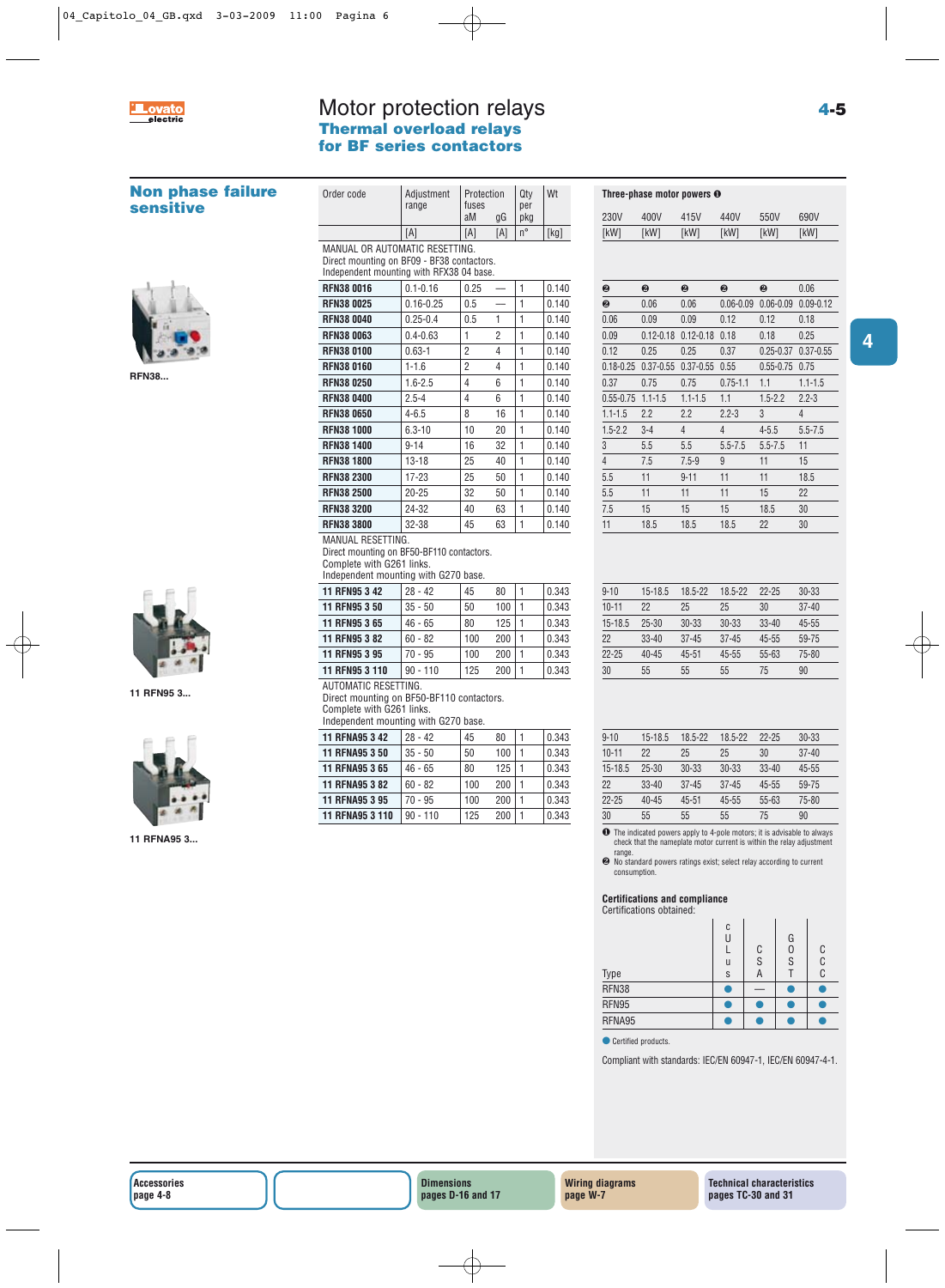# Motor protection relays

## Thermal overload relays for BF series contactors

### Non phase failure sensitive

RFN38...

11 RFN95 3...

11 RFNA95 3...

| Order code | Adjustment range | Protection fuses aM | gG | Qty per pkg | Wt | Three-phase motor powers ❶ 230V | 400V | 415V | 440V | 550V | 690V |
|---|---|---|---|---|---|---|---|---|---|---|---|
| | [A] | [A] | [A] | n° | [kg] | [kW] | [kW] | [kW] | [kW] | [kW] | [kW] |
| MANUAL OR AUTOMATIC RESETTING. Direct mounting on BF09 - BF38 contactors. Independent mounting with RFX38 04 base. | | | | | | | | | | | |
| **RFN38 0016** | 0.1-0.16 | 0.25 | — | 1 | 0.140 | ❷ | ❷ | ❷ | ❷ | ❷ | 0.06 |
| **RFN38 0025** | 0.16-0.25 | 0.5 | — | 1 | 0.140 | ❷ | 0.06 | 0.06 | 0.06-0.09 | 0.06-0.09 | 0.09-0.12 |
| **RFN38 0040** | 0.25-0.4 | 0.5 | 1 | 1 | 0.140 | 0.06 | 0.09 | 0.09 | 0.12 | 0.12 | 0.18 |
| **RFN38 0063** | 0.4-0.63 | 1 | 2 | 1 | 0.140 | 0.09 | 0.12-0.18 | 0.12-0.18 | 0.18 | 0.18 | 0.25 |
| **RFN38 0100** | 0.63-1 | 2 | 4 | 1 | 0.140 | 0.12 | 0.25 | 0.25 | 0.37 | 0.25-0.37 | 0.37-0.55 |
| **RFN38 0160** | 1-1.6 | 2 | 4 | 1 | 0.140 | 0.18-0.25 | 0.37-0.55 | 0.37-0.55 | 0.55 | 0.55-0.75 | 0.75 |
| **RFN38 0250** | 1.6-2.5 | 4 | 6 | 1 | 0.140 | 0.37 | 0.75 | 0.75 | 0.75-1.1 | 1.1 | 1.1-1.5 |
| **RFN38 0400** | 2.5-4 | 4 | 6 | 1 | 0.140 | 0.55-0.75 | 1.1-1.5 | 1.1-1.5 | 1.1 | 1.5-2.2 | 2.2-3 |
| **RFN38 0650** | 4-6.5 | 8 | 16 | 1 | 0.140 | 1.1-1.5 | 2.2 | 2.2 | 2.2-3 | 3 | 4 |
| **RFN38 1000** | 6.3-10 | 10 | 20 | 1 | 0.140 | 1.5-2.2 | 3-4 | 4 | 4 | 4-5.5 | 5.5-7.5 |
| **RFN38 1400** | 9-14 | 16 | 32 | 1 | 0.140 | 3 | 5.5 | 5.5 | 5.5-7.5 | 5.5-7.5 | 11 |
| **RFN38 1800** | 13-18 | 25 | 40 | 1 | 0.140 | 4 | 7.5 | 7.5-9 | 9 | 11 | 15 |
| **RFN38 2300** | 17-23 | 25 | 50 | 1 | 0.140 | 5.5 | 11 | 9-11 | 11 | 11 | 18.5 |
| **RFN38 2500** | 20-25 | 32 | 50 | 1 | 0.140 | 5.5 | 11 | 11 | 11 | 15 | 22 |
| **RFN38 3200** | 24-32 | 40 | 63 | 1 | 0.140 | 7.5 | 15 | 15 | 15 | 18.5 | 30 |
| **RFN38 3800** | 32-38 | 45 | 63 | 1 | 0.140 | 11 | 18.5 | 18.5 | 18.5 | 22 | 30 |
| MANUAL RESETTING. Direct mounting on BF50-BF110 contactors. Complete with G261 links. Independent mounting with G270 base. | | | | | | | | | | | |
| **11 RFN95 3 42** | 28 - 42 | 45 | 80 | 1 | 0.343 | 9-10 | 15-18.5 | 18.5-22 | 18.5-22 | 22-25 | 30-33 |
| **11 RFN95 3 50** | 35 - 50 | 50 | 100 | 1 | 0.343 | 10-11 | 22 | 25 | 25 | 30 | 37-40 |
| **11 RFN95 3 65** | 46 - 65 | 80 | 125 | 1 | 0.343 | 15-18.5 | 25-30 | 30-33 | 30-33 | 33-40 | 45-55 |
| **11 RFN95 3 82** | 60 - 82 | 100 | 200 | 1 | 0.343 | 22 | 33-40 | 37-45 | 37-45 | 45-55 | 59-75 |
| **11 RFN95 3 95** | 70 - 95 | 100 | 200 | 1 | 0.343 | 22-25 | 40-45 | 45-51 | 45-55 | 55-63 | 75-80 |
| **11 RFN95 3 110** | 90 - 110 | 125 | 200 | 1 | 0.343 | 30 | 55 | 55 | 55 | 75 | 90 |
| AUTOMATIC RESETTING. Direct mounting on BF50-BF110 contactors. Complete with G261 links. Independent mounting with G270 base. | | | | | | | | | | | |
| **11 RFNA95 3 42** | 28 - 42 | 45 | 80 | 1 | 0.343 | 9-10 | 15-18.5 | 18.5-22 | 18.5-22 | 22-25 | 30-33 |
| **11 RFNA95 3 50** | 35 - 50 | 50 | 100 | 1 | 0.343 | 10-11 | 22 | 25 | 25 | 30 | 37-40 |
| **11 RFNA95 3 65** | 46 - 65 | 80 | 125 | 1 | 0.343 | 15-18.5 | 25-30 | 30-33 | 30-33 | 33-40 | 45-55 |
| **11 RFNA95 3 82** | 60 - 82 | 100 | 200 | 1 | 0.343 | 22 | 33-40 | 37-45 | 37-45 | 45-55 | 59-75 |
| **11 RFNA95 3 95** | 70 - 95 | 100 | 200 | 1 | 0.343 | 22-25 | 40-45 | 45-51 | 45-55 | 55-63 | 75-80 |
| **11 RFNA95 3 110** | 90 - 110 | 125 | 200 | 1 | 0.343 | 30 | 55 | 55 | 55 | 75 | 90 |

❶ The indicated powers apply to 4-pole motors; it is advisable to always check that the nameplate motor current is within the relay adjustment range.

❷ No standard powers ratings exist; select relay according to current consumption.

**Certifications and compliance**

Certifications obtained:

| Type | cULus | CSA | GOST | CCC |
|---|---|---|---|---|
| RFN38 | ● | — | ● | ● |
| RFN95 | ● | ● | ● | ● |
| RFNA95 | ● | ● | ● | ● |

● Certified products.

Compliant with standards: IEC/EN 60947-1, IEC/EN 60947-4-1.

| Accessories page 4-8 | | Dimensions pages D-16 and 17 | Wiring diagrams page W-7 | Technical characteristics pages TC-30 and 31 |
|---|---|---|---|---|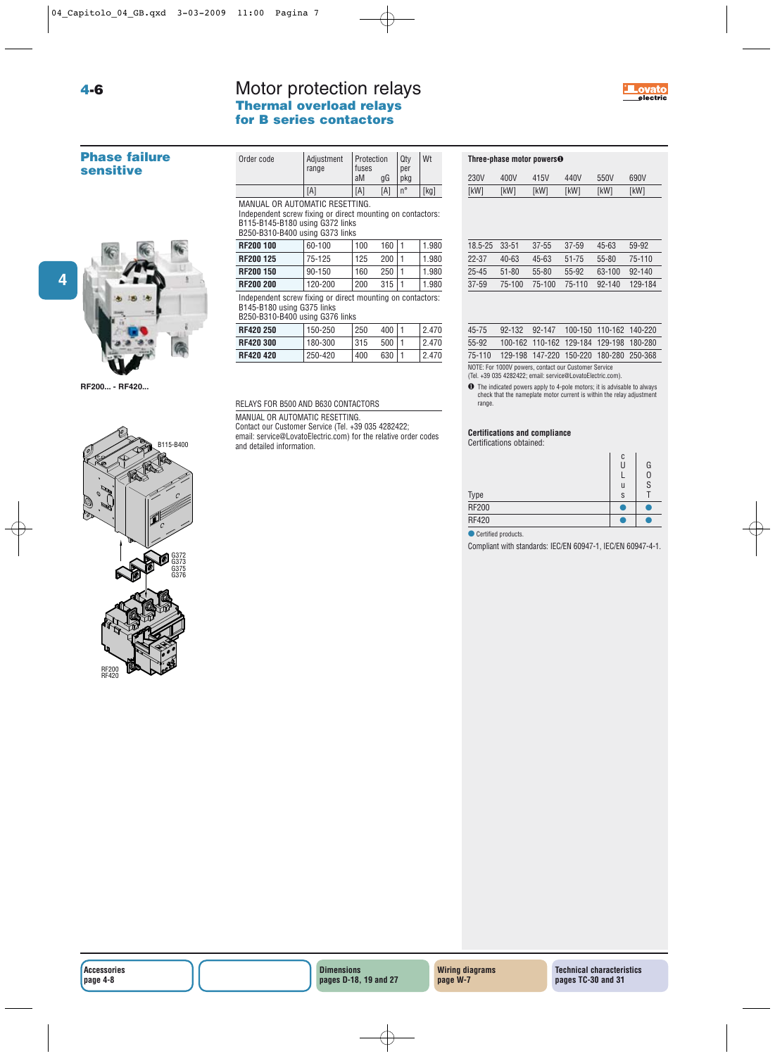# Motor protection relays

## Thermal overload relays for B series contactors

### Phase failure sensitive

RF200... - RF420...

B115-B400

G372
G373
G375
G376

RF200
RF420

| Order code | Adjustment range | Protection fuses aM | gG | Qty per pkg | Wt | Three-phase motor powers❶ 230V | 400V | 415V | 440V | 550V | 690V |
|---|---|---|---|---|---|---|---|---|---|---|---|
| | [A] | [A] | [A] | n° | [kg] | [kW] | [kW] | [kW] | [kW] | [kW] | [kW] |
| MANUAL OR AUTOMATIC RESETTING. Independent screw fixing or direct mounting on contactors: B115-B145-B180 using G372 links; B250-B310-B400 using G373 links | | | | | | | | | | | |
| **RF200 100** | 60-100 | 100 | 160 | 1 | 1.980 | 18.5-25 | 33-51 | 37-55 | 37-59 | 45-63 | 59-92 |
| **RF200 125** | 75-125 | 125 | 200 | 1 | 1.980 | 22-37 | 40-63 | 45-63 | 45-63 | 55-80 | 75-110 |
| **RF200 150** | 90-150 | 160 | 250 | 1 | 1.980 | 25-45 | 51-80 | 55-80 | 55-92 | 63-100 | 92-140 |
| **RF200 200** | 120-200 | 200 | 315 | 1 | 1.980 | 37-59 | 75-100 | 75-100 | 75-110 | 92-140 | 129-184 |
| Independent screw fixing or direct mounting on contactors: B145-B180 using G375 links; B250-B310-B400 using G376 links | | | | | | | | | | | |
| **RF420 250** | 150-250 | 250 | 400 | 1 | 2.470 | 45-75 | 92-132 | 92-147 | 100-150 | 110-162 | 140-220 |
| **RF420 300** | 180-300 | 315 | 500 | 1 | 2.470 | 55-92 | 100-162 | 110-162 | 129-184 | 129-198 | 180-280 |
| **RF420 420** | 250-420 | 400 | 630 | 1 | 2.470 | 75-110 | 129-198 | 147-220 | 150-220 | 180-280 | 250-368 |

NOTE: For 1000V powers, contact our Customer Service (Tel. +39 035 4282422; email: service@LovatoElectric.com).

❶ The indicated powers apply to 4-pole motors; it is advisable to always check that the nameplate motor current is within the relay adjustment range.

RELAYS FOR B500 AND B630 CONTACTORS

MANUAL OR AUTOMATIC RESETTING.
Contact our Customer Service (Tel. +39 035 4282422; email: service@LovatoElectric.com) for the relative order codes and detailed information.

#### Certifications and compliance

Certifications obtained:

| Type | cULus | GOST |
|---|---|---|
| RF200 | ● | ● |
| RF420 | ● | ● |

● Certified products.

Compliant with standards: IEC/EN 60947-1, IEC/EN 60947-4-1.

| Accessories page 4-8 | | Dimensions pages D-18, 19 and 27 | Wiring diagrams page W-7 | Technical characteristics pages TC-30 and 31 |
|---|---|---|---|---|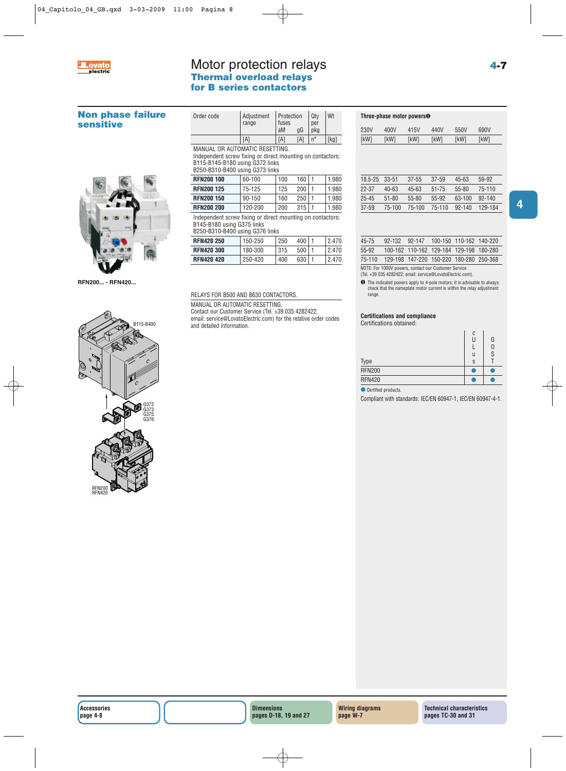# Motor protection relays

## Thermal overload relays for B series contactors

### Non phase failure sensitive

| Order code | Adjustment range | Protection fuses aM | Protection fuses gG | Qty per pkg | Wt | 230V | 400V | 415V | 440V | 550V | 690V |
|---|---|---|---|---|---|---|---|---|---|---|---|
| | [A] | [A] | [A] | n° | [kg] | [kW] | [kW] | [kW] | [kW] | [kW] | [kW] |
| MANUAL OR AUTOMATIC RESETTING. Independent screw fixing or direct mounting on contactors: B115-B145-B180 using G372 links B250-B310-B400 using G373 links | | | | | | | | | | | |
| **RFN200 100** | 60-100 | 100 | 160 | 1 | 1.980 | 18.5-25 | 33-51 | 37-55 | 37-59 | 45-63 | 59-92 |
| **RFN200 125** | 75-125 | 125 | 200 | 1 | 1.980 | 22-37 | 40-63 | 45-63 | 51-75 | 55-80 | 75-110 |
| **RFN200 150** | 90-150 | 160 | 250 | 1 | 1.980 | 25-45 | 51-80 | 55-80 | 55-92 | 63-100 | 92-140 |
| **RFN200 200** | 120-200 | 200 | 315 | 1 | 1.980 | 37-59 | 75-100 | 75-100 | 75-110 | 92-140 | 129-184 |
| Independent screw fixing or direct mounting on contactors: B145-B180 using G375 links B250-B310-B400 using G376 links | | | | | | | | | | | |
| **RFN420 250** | 150-250 | 250 | 400 | 1 | 2.470 | 45-75 | 92-132 | 92-147 | 100-150 | 110-162 | 140-220 |
| **RFN420 300** | 180-300 | 315 | 500 | 1 | 2.470 | 55-92 | 100-162 | 110-162 | 129-184 | 129-198 | 180-280 |
| **RFN420 420** | 250-420 | 400 | 630 | 1 | 2.470 | 75-110 | 129-198 | 147-220 | 150-220 | 180-280 | 250-368 |

Three-phase motor powers ❶

NOTE: For 1000V powers, contact our Customer Service (Tel. +39 035 4282422; email: service@LovatoElectric.com).

❶ The indicated powers apply to 4-pole motors; it is advisable to always check that the nameplate motor current is within the relay adjustment range.

RFN200... - RFN420...

B115-B400

G372 G373 G375 G376

RFN200 RFN420

RELAYS FOR B500 AND B630 CONTACTORS.

MANUAL OR AUTOMATIC RESETTING.
Contact our Customer Service (Tel. +39 035 4282422; email: service@LovatoElectric.com) for the relative order codes and detailed information.

#### Certifications and compliance

Certifications obtained:

| Type | cULus | GOST |
|---|---|---|
| RFN200 | ● | ● |
| RFN420 | ● | ● |

● Certified products.

Compliant with standards: IEC/EN 60947-1, IEC/EN 60947-4-1.

Accessories page 4-8 | Dimensions pages D-18, 19 and 27 | Wiring diagrams page W-7 | Technical characteristics pages TC-30 and 31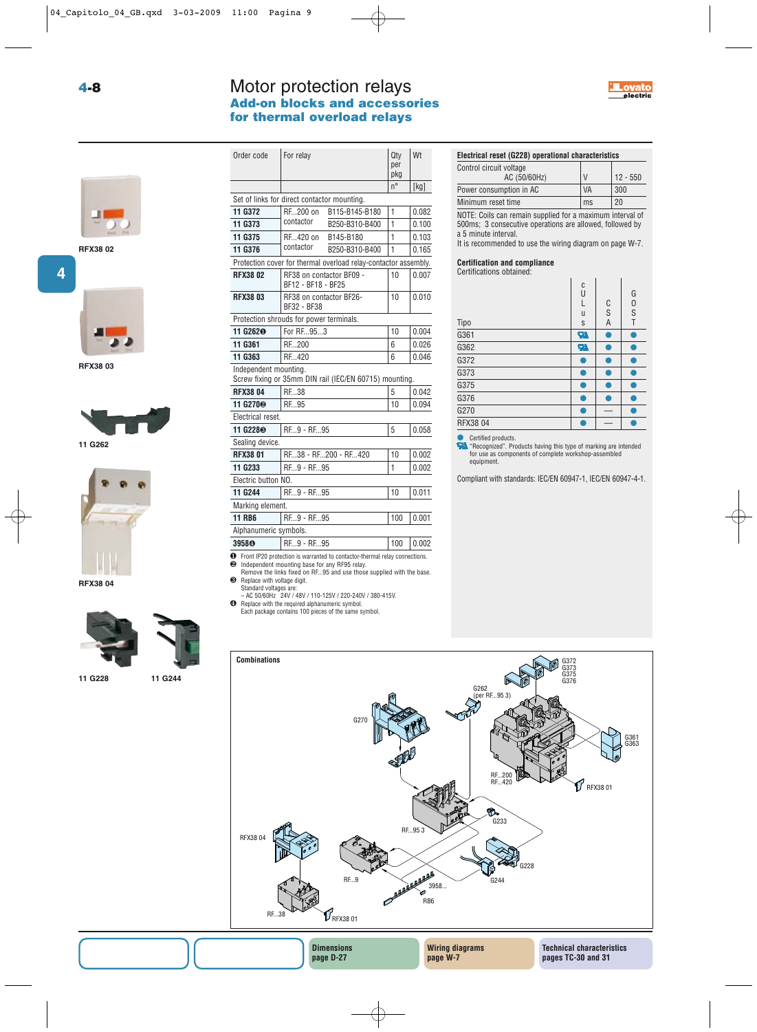# Motor protection relays

## Add-on blocks and accessories for thermal overload relays

RFX38 02

RFX38 03

11 G262

RFX38 04

11 G228

11 G244

| Order code | For relay | | Qty per pkg | Wt |
|---|---|---|---|---|
| | | | n° | [kg] |
| Set of links for direct contactor mounting. | | | | |
| **11 G372** | RF...200 on contactor | B115-B145-B180 | 1 | 0.082 |
| **11 G373** | | B250-B310-B400 | 1 | 0.100 |
| **11 G375** | RF...420 on contactor | B145-B180 | 1 | 0.103 |
| **11 G376** | | B250-B310-B400 | 1 | 0.165 |
| Protection cover for thermal overload relay-contactor assembly. | | | | |
| **RFX38 02** | RF38 on contactor BF09 - BF12 - BF18 - BF25 | | 10 | 0.007 |
| **RFX38 03** | RF38 on contactor BF26-BF32 - BF38 | | 10 | 0.010 |
| Protection shrouds for power terminals. | | | | |
| **11 G262❶** | For RF...95...3 | | 10 | 0.004 |
| **11 G361** | RF...200 | | 6 | 0.026 |
| **11 G363** | RF...420 | | 6 | 0.046 |
| Independent mounting. Screw fixing or 35mm DIN rail (IEC/EN 60715) mounting. | | | | |
| **RFX38 04** | RF...38 | | 5 | 0.042 |
| **11 G270❷** | RF...95 | | 10 | 0.094 |
| Electrical reset. | | | | |
| **11 G228❸** | RF...9 - RF...95 | | 5 | 0.058 |
| Sealing device. | | | | |
| **RFX38 01** | RF...38 - RF...200 - RF...420 | | 10 | 0.002 |
| **11 G233** | RF...9 - RF...95 | | 1 | 0.002 |
| Electric button NO. | | | | |
| **11 G244** | RF...9 - RF...95 | | 10 | 0.011 |
| Marking element. | | | | |
| **11 RB6** | RF...9 - RF...95 | | 100 | 0.001 |
| Alphanumeric symbols. | | | | |
| **3958❹** | RF...9 - RF...95 | | 100 | 0.002 |

❶ Front IP20 protection is warranted to contactor-thermal relay connections.
❷ Independent mounting base for any RF95 relay. Remove the links fixed on RF...95 and use those supplied with the base.
❸ Replace with voltage digit. Standard voltages are: – AC 50/60Hz 24V / 48V / 110-125V / 220-240V / 380-415V.
❹ Replace with the required alphanumeric symbol. Each package contains 100 pieces of the same symbol.

### Electrical reset (G228) operational characteristics

| | | |
|---|---|---|
| Control circuit voltage AC (50/60Hz) | V | 12 - 550 |
| Power consumption in AC | VA | 300 |
| Minimum reset time | ms | 20 |

NOTE: Coils can remain supplied for a maximum interval of 500ms; 3 consecutive operations are allowed, followed by a 5 minute interval.
It is recommended to use the wiring diagram on page W-7.

### Certification and compliance

Certifications obtained:

| Tipo | cULus | CSA | GOST |
|---|---|---|---|
| G361 | Recognized | ● | ● |
| G362 | Recognized | ● | ● |
| G372 | ● | ● | ● |
| G373 | ● | ● | ● |
| G375 | ● | ● | ● |
| G376 | ● | ● | ● |
| G270 | ● | — | ● |
| RFX38 04 | ● | — | ● |

● Certified products.
"Recognized". Products having this type of marking are intended for use as components of complete workshop-assembled equipment.

Compliant with standards: IEC/EN 60947-1, IEC/EN 60947-4-1.

### Combinations

G372 G373 G375 G376 · G262 (per RF...95 3) · G270 · G361 G363 · RF...200 RF...420 · RFX38 01 · G233 · RF...95 3 · RFX38 04 · G228 · G244 · RF...9 · 3958... · RB6 · RF...38 · RFX38 01

Dimensions page D-27 | Wiring diagrams page W-7 | Technical characteristics pages TC-30 and 31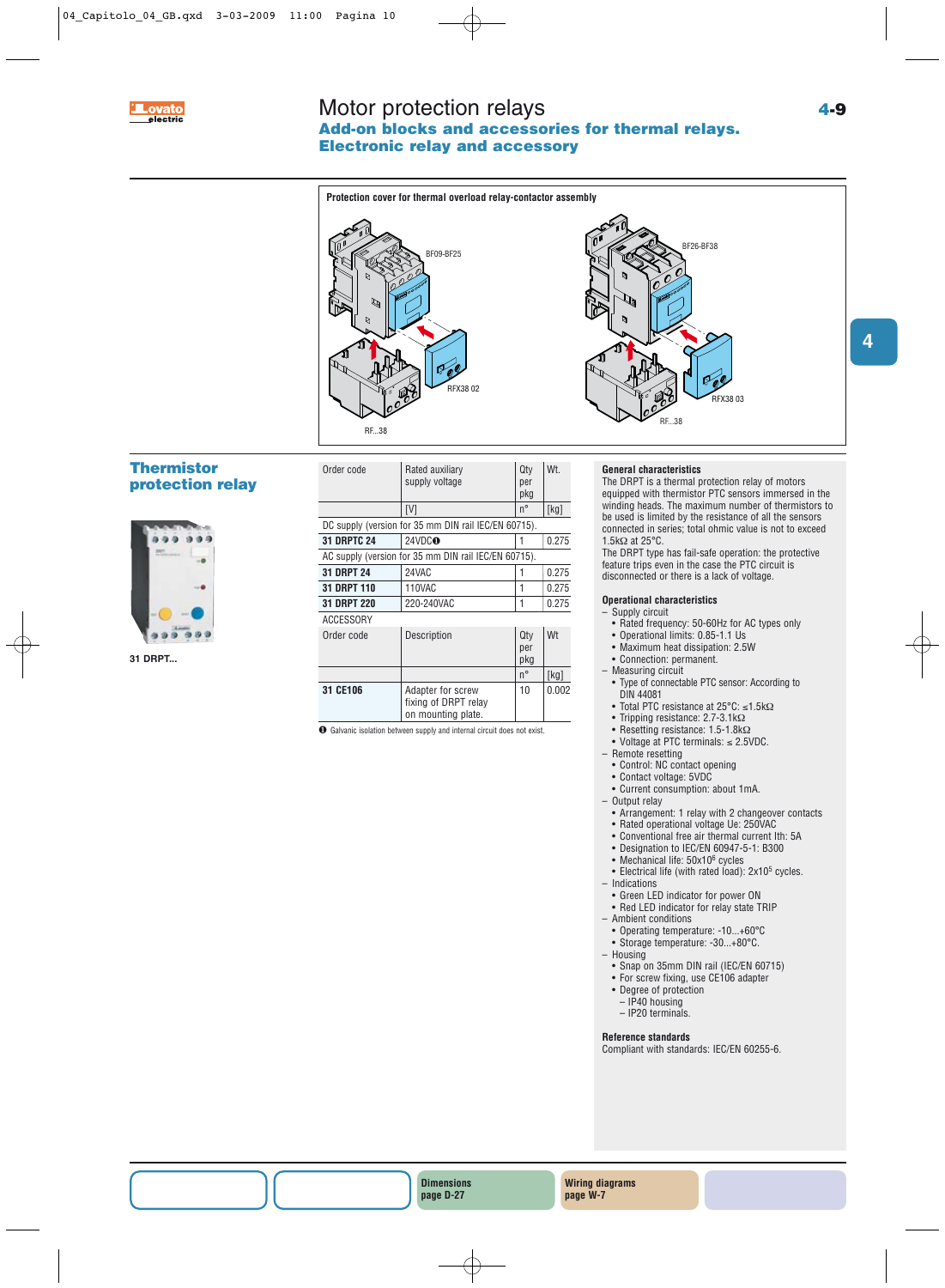# Motor protection relays

## Add-on blocks and accessories for thermal relays. Electronic relay and accessory

**Protection cover for thermal overload relay-contactor assembly**

BF09-BF25

RFX38 02

RF...38

BF26-BF38

RFX38 03

RF...38

## Thermistor protection relay

31 DRPT...

| Order code | Rated auxiliary supply voltage | Qty per pkg | Wt. |
|---|---|---|---|
| | [V] | n° | [kg] |
| DC supply (version for 35 mm DIN rail IEC/EN 60715). | | | |
| **31 DRPTC 24** | 24VDC❶ | 1 | 0.275 |
| AC supply (version for 35 mm DIN rail IEC/EN 60715). | | | |
| **31 DRPT 24** | 24VAC | 1 | 0.275 |
| **31 DRPT 110** | 110VAC | 1 | 0.275 |
| **31 DRPT 220** | 220-240VAC | 1 | 0.275 |

ACCESSORY

| Order code | Description | Qty per pkg | Wt |
|---|---|---|---|
| | | n° | [kg] |
| **31 CE106** | Adapter for screw fixing of DRPT relay on mounting plate. | 10 | 0.002 |

❶ Galvanic isolation between supply and internal circuit does not exist.

**General characteristics**

The DRPT is a thermal protection relay of motors equipped with thermistor PTC sensors immersed in the winding heads. The maximum number of thermistors to be used is limited by the resistance of all the sensors connected in series; total ohmic value is not to exceed 1.5kΩ at 25°C.

The DRPT type has fail-safe operation: the protective feature trips even in the case the PTC circuit is disconnected or there is a lack of voltage.

**Operational characteristics**

- Supply circuit
  - Rated frequency: 50-60Hz for AC types only
  - Operational limits: 0.85-1.1 Us
  - Maximum heat dissipation: 2.5W
  - Connection: permanent.
- Measuring circuit
  - Type of connectable PTC sensor: According to DIN 44081
  - Total PTC resistance at 25°C: ≤1.5kΩ
  - Tripping resistance: 2.7-3.1kΩ
  - Resetting resistance: 1.5-1.8kΩ
  - Voltage at PTC terminals: ≤ 2.5VDC.
- Remote resetting
  - Control: NC contact opening
  - Contact voltage: 5VDC
  - Current consumption: about 1mA.
- Output relay
  - Arrangement: 1 relay with 2 changeover contacts
  - Rated operational voltage Ue: 250VAC
  - Conventional free air thermal current Ith: 5A
  - Designation to IEC/EN 60947-5-1: B300
  - Mechanical life: $50x10^6$ cycles
  - Electrical life (with rated load): $2x10^5$ cycles.
- Indications
  - Green LED indicator for power ON
  - Red LED indicator for relay state TRIP
- Ambient conditions
  - Operating temperature: -10...+60°C
  - Storage temperature: -30...+80°C.
- Housing
  - Snap on 35mm DIN rail (IEC/EN 60715)
  - For screw fixing, use CE106 adapter
  - Degree of protection
    - IP40 housing
    - IP20 terminals.

**Reference standards**

Compliant with standards: IEC/EN 60255-6.

**Dimensions** page D-27

**Wiring diagrams** page W-7